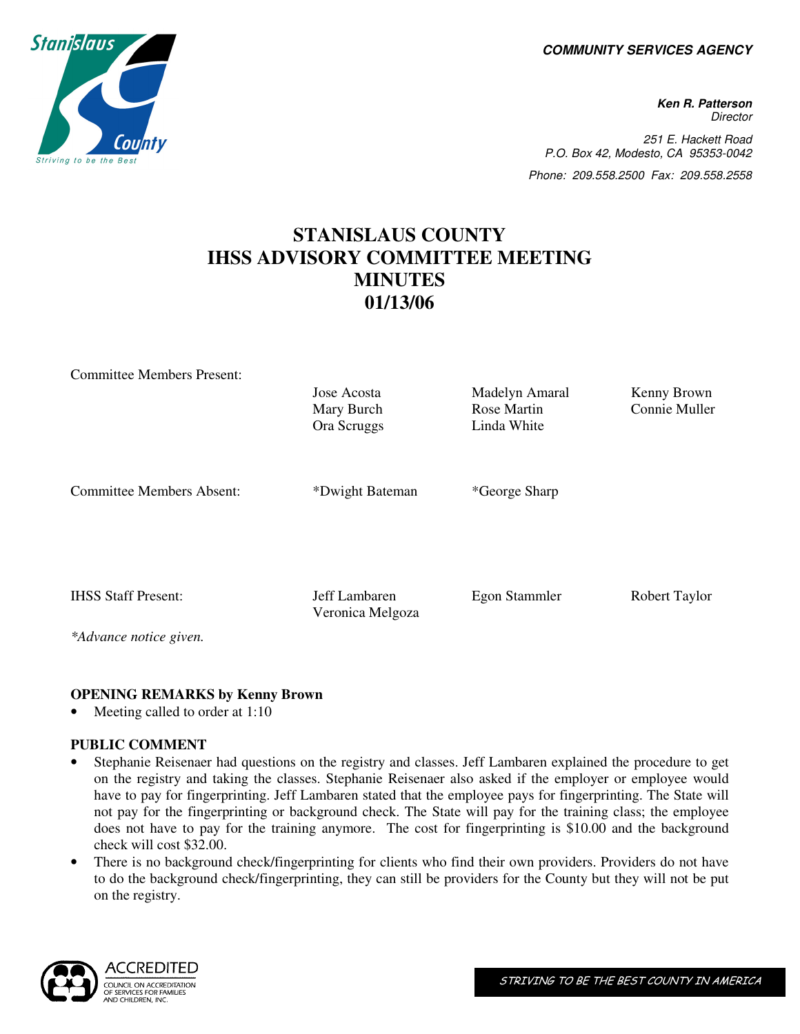**COMMUNITY SERVICES AGENCY**

**Ken R. Patterson**
Director

251 E. Hackett Road
P.O. Box 42, Modesto, CA 95353-0042

Phone: 209.558.2500 Fax: 209.558.2558

# STANISLAUS COUNTY
# IHSS ADVISORY COMMITTEE MEETING
# MINUTES
# 01/13/06

| | | | |
|---|---|---|---|
| Committee Members Present: | Jose Acosta<br>Mary Burch<br>Ora Scruggs | Madelyn Amaral<br>Rose Martin<br>Linda White | Kenny Brown<br>Connie Muller |
| Committee Members Absent: | *Dwight Bateman | *George Sharp | |
| IHSS Staff Present: | Jeff Lambaren<br>Veronica Melgoza | Egon Stammler | Robert Taylor |

*Advance notice given.*

**OPENING REMARKS by Kenny Brown**

- Meeting called to order at 1:10

**PUBLIC COMMENT**

- Stephanie Reisenaer had questions on the registry and classes. Jeff Lambaren explained the procedure to get on the registry and taking the classes. Stephanie Reisenaer also asked if the employer or employee would have to pay for fingerprinting. Jeff Lambaren stated that the employee pays for fingerprinting. The State will not pay for the fingerprinting or background check. The State will pay for the training class; the employee does not have to pay for the training anymore. The cost for fingerprinting is $10.00 and the background check will cost $32.00.
- There is no background check/fingerprinting for clients who find their own providers. Providers do not have to do the background check/fingerprinting, they can still be providers for the County but they will not be put on the registry.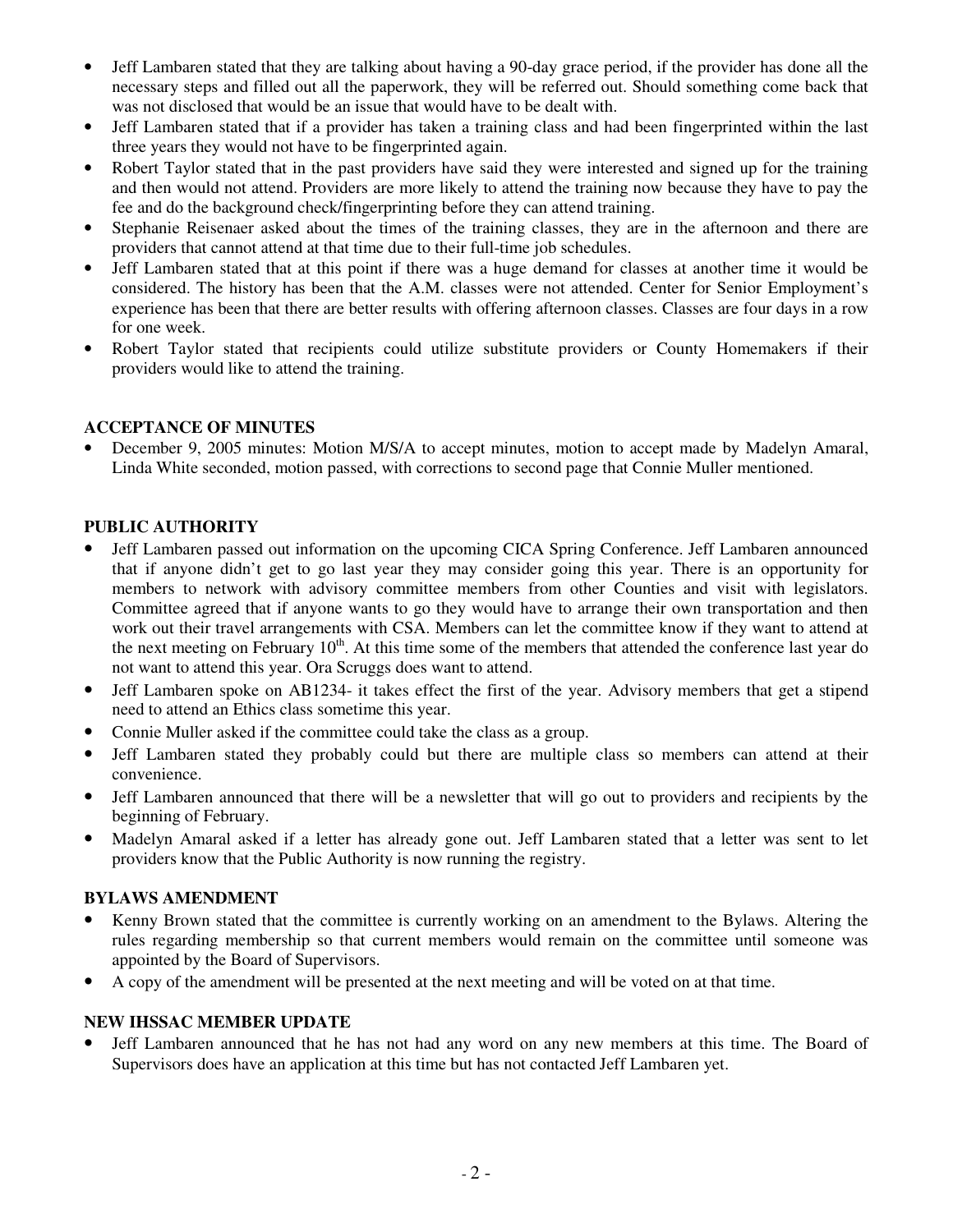- Jeff Lambaren stated that they are talking about having a 90-day grace period, if the provider has done all the necessary steps and filled out all the paperwork, they will be referred out. Should something come back that was not disclosed that would be an issue that would have to be dealt with.
- Jeff Lambaren stated that if a provider has taken a training class and had been fingerprinted within the last three years they would not have to be fingerprinted again.
- Robert Taylor stated that in the past providers have said they were interested and signed up for the training and then would not attend. Providers are more likely to attend the training now because they have to pay the fee and do the background check/fingerprinting before they can attend training.
- Stephanie Reisenaer asked about the times of the training classes, they are in the afternoon and there are providers that cannot attend at that time due to their full-time job schedules.
- Jeff Lambaren stated that at this point if there was a huge demand for classes at another time it would be considered. The history has been that the A.M. classes were not attended. Center for Senior Employment's experience has been that there are better results with offering afternoon classes. Classes are four days in a row for one week.
- Robert Taylor stated that recipients could utilize substitute providers or County Homemakers if their providers would like to attend the training.

**ACCEPTANCE OF MINUTES**

- December 9, 2005 minutes: Motion M/S/A to accept minutes, motion to accept made by Madelyn Amaral, Linda White seconded, motion passed, with corrections to second page that Connie Muller mentioned.

**PUBLIC AUTHORITY**

- Jeff Lambaren passed out information on the upcoming CICA Spring Conference. Jeff Lambaren announced that if anyone didn't get to go last year they may consider going this year. There is an opportunity for members to network with advisory committee members from other Counties and visit with legislators. Committee agreed that if anyone wants to go they would have to arrange their own transportation and then work out their travel arrangements with CSA. Members can let the committee know if they want to attend at the next meeting on February 10th. At this time some of the members that attended the conference last year do not want to attend this year. Ora Scruggs does want to attend.
- Jeff Lambaren spoke on AB1234- it takes effect the first of the year. Advisory members that get a stipend need to attend an Ethics class sometime this year.
- Connie Muller asked if the committee could take the class as a group.
- Jeff Lambaren stated they probably could but there are multiple class so members can attend at their convenience.
- Jeff Lambaren announced that there will be a newsletter that will go out to providers and recipients by the beginning of February.
- Madelyn Amaral asked if a letter has already gone out. Jeff Lambaren stated that a letter was sent to let providers know that the Public Authority is now running the registry.

**BYLAWS AMENDMENT**

- Kenny Brown stated that the committee is currently working on an amendment to the Bylaws. Altering the rules regarding membership so that current members would remain on the committee until someone was appointed by the Board of Supervisors.
- A copy of the amendment will be presented at the next meeting and will be voted on at that time.

**NEW IHSSAC MEMBER UPDATE**

- Jeff Lambaren announced that he has not had any word on any new members at this time. The Board of Supervisors does have an application at this time but has not contacted Jeff Lambaren yet.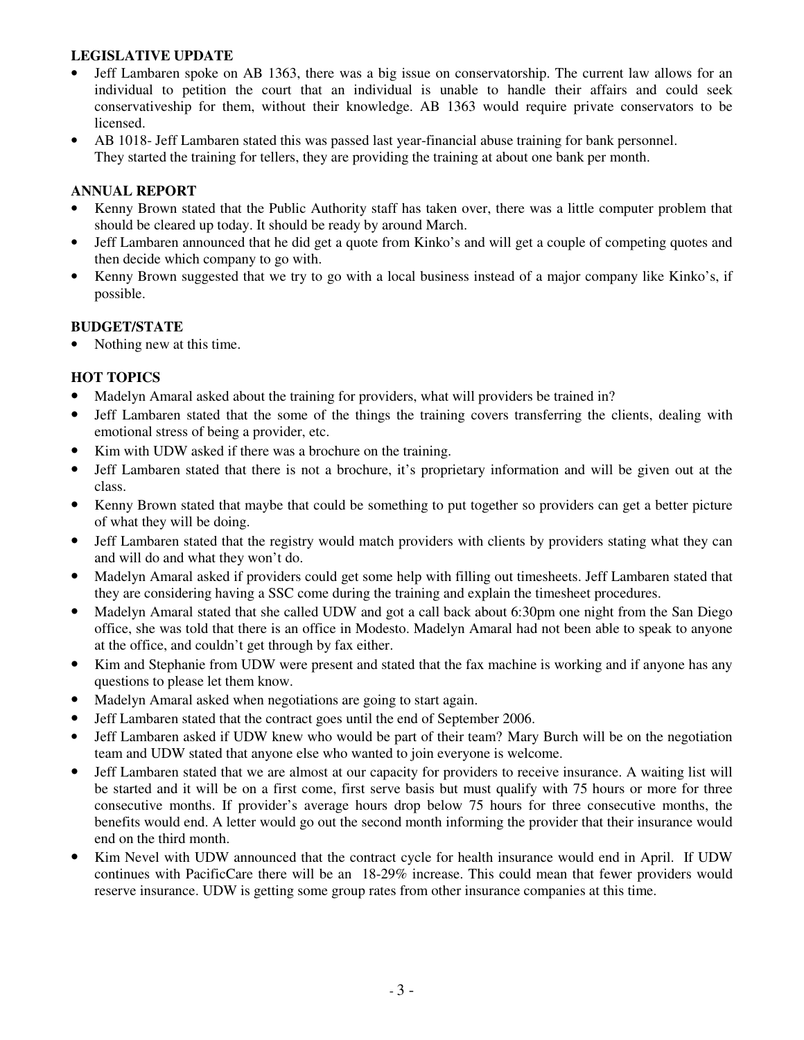## LEGISLATIVE UPDATE

- Jeff Lambaren spoke on AB 1363, there was a big issue on conservatorship. The current law allows for an individual to petition the court that an individual is unable to handle their affairs and could seek conservativeship for them, without their knowledge. AB 1363 would require private conservators to be licensed.
- AB 1018- Jeff Lambaren stated this was passed last year-financial abuse training for bank personnel. They started the training for tellers, they are providing the training at about one bank per month.

## ANNUAL REPORT

- Kenny Brown stated that the Public Authority staff has taken over, there was a little computer problem that should be cleared up today. It should be ready by around March.
- Jeff Lambaren announced that he did get a quote from Kinko's and will get a couple of competing quotes and then decide which company to go with.
- Kenny Brown suggested that we try to go with a local business instead of a major company like Kinko's, if possible.

## BUDGET/STATE

- Nothing new at this time.

## HOT TOPICS

- Madelyn Amaral asked about the training for providers, what will providers be trained in?
- Jeff Lambaren stated that the some of the things the training covers transferring the clients, dealing with emotional stress of being a provider, etc.
- Kim with UDW asked if there was a brochure on the training.
- Jeff Lambaren stated that there is not a brochure, it's proprietary information and will be given out at the class.
- Kenny Brown stated that maybe that could be something to put together so providers can get a better picture of what they will be doing.
- Jeff Lambaren stated that the registry would match providers with clients by providers stating what they can and will do and what they won't do.
- Madelyn Amaral asked if providers could get some help with filling out timesheets. Jeff Lambaren stated that they are considering having a SSC come during the training and explain the timesheet procedures.
- Madelyn Amaral stated that she called UDW and got a call back about 6:30pm one night from the San Diego office, she was told that there is an office in Modesto. Madelyn Amaral had not been able to speak to anyone at the office, and couldn't get through by fax either.
- Kim and Stephanie from UDW were present and stated that the fax machine is working and if anyone has any questions to please let them know.
- Madelyn Amaral asked when negotiations are going to start again.
- Jeff Lambaren stated that the contract goes until the end of September 2006.
- Jeff Lambaren asked if UDW knew who would be part of their team? Mary Burch will be on the negotiation team and UDW stated that anyone else who wanted to join everyone is welcome.
- Jeff Lambaren stated that we are almost at our capacity for providers to receive insurance. A waiting list will be started and it will be on a first come, first serve basis but must qualify with 75 hours or more for three consecutive months. If provider's average hours drop below 75 hours for three consecutive months, the benefits would end. A letter would go out the second month informing the provider that their insurance would end on the third month.
- Kim Nevel with UDW announced that the contract cycle for health insurance would end in April. If UDW continues with PacificCare there will be an 18-29% increase. This could mean that fewer providers would reserve insurance. UDW is getting some group rates from other insurance companies at this time.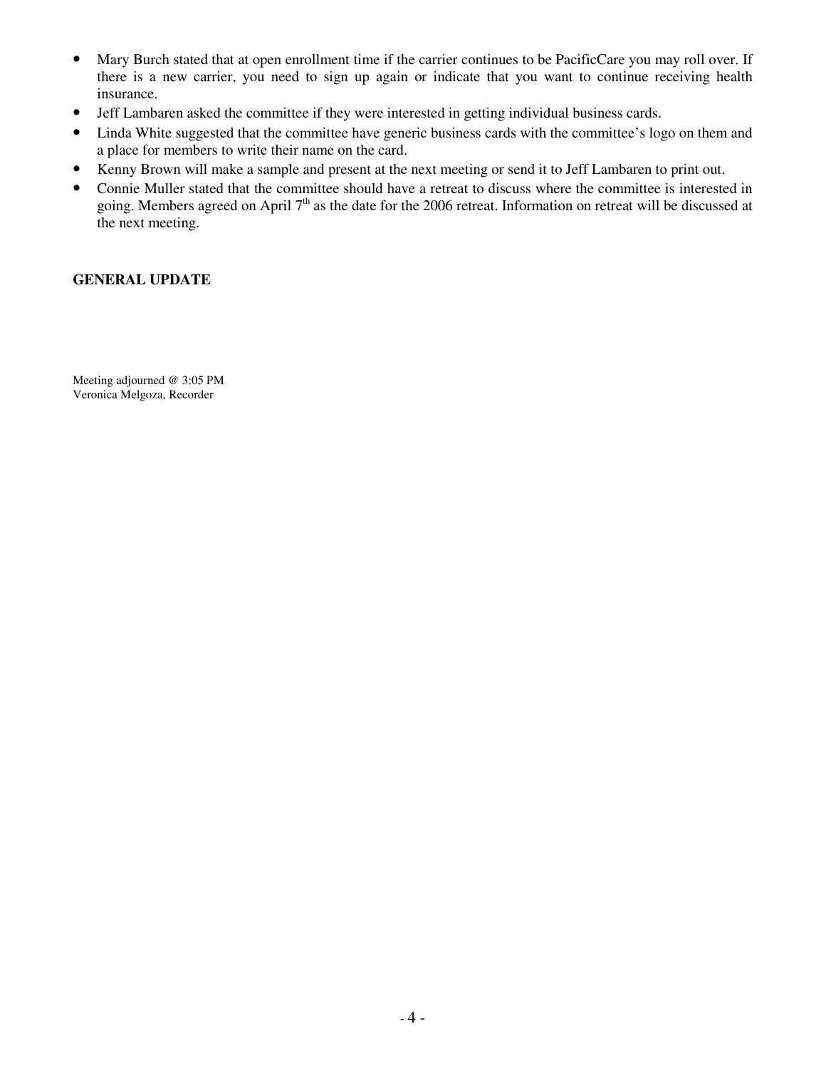- Mary Burch stated that at open enrollment time if the carrier continues to be PacificCare you may roll over. If there is a new carrier, you need to sign up again or indicate that you want to continue receiving health insurance.
- Jeff Lambaren asked the committee if they were interested in getting individual business cards.
- Linda White suggested that the committee have generic business cards with the committee's logo on them and a place for members to write their name on the card.
- Kenny Brown will make a sample and present at the next meeting or send it to Jeff Lambaren to print out.
- Connie Muller stated that the committee should have a retreat to discuss where the committee is interested in going. Members agreed on April 7th as the date for the 2006 retreat. Information on retreat will be discussed at the next meeting.

**GENERAL UPDATE**

Meeting adjourned @ 3:05 PM
Veronica Melgoza, Recorder